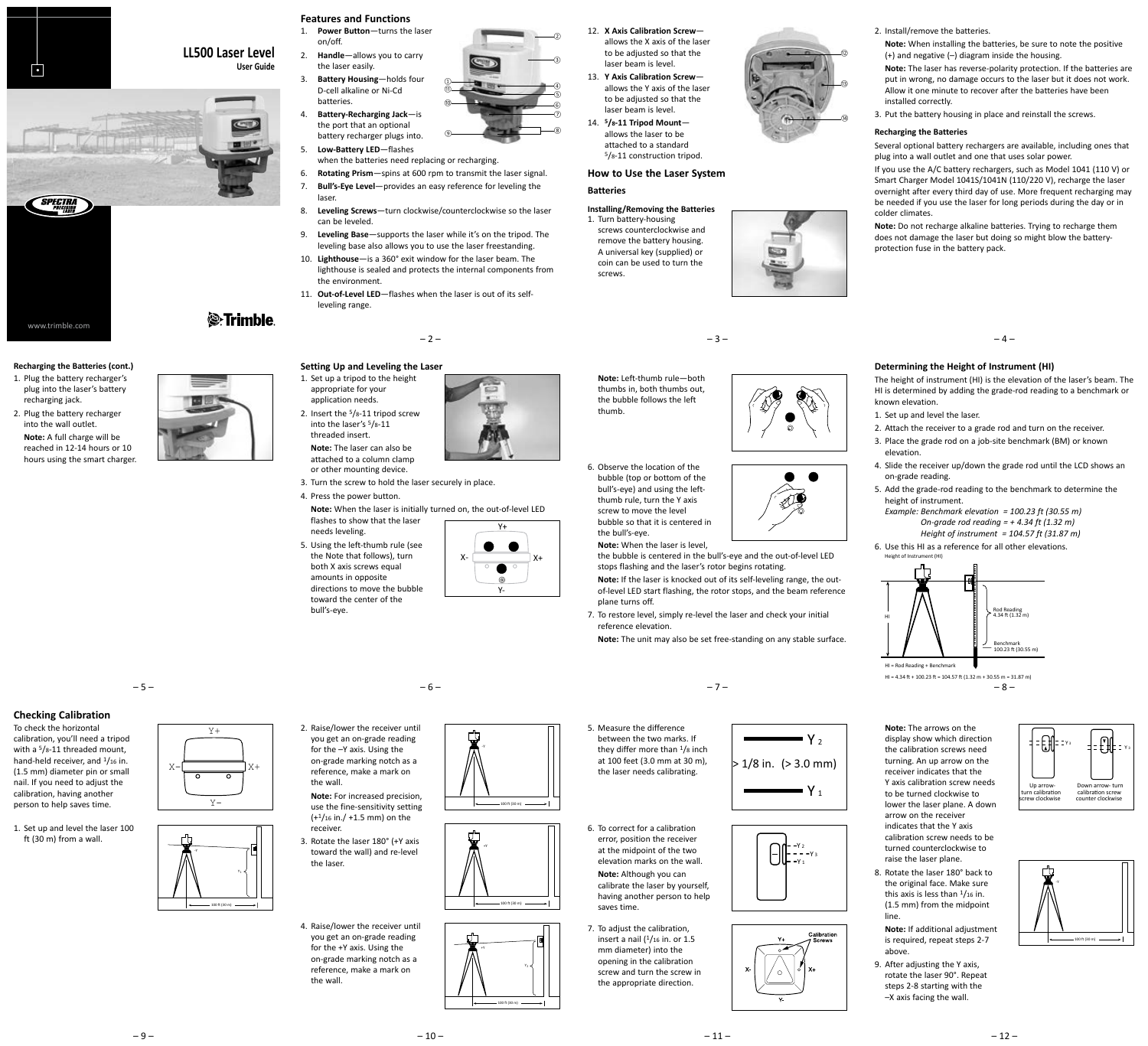# LL500 Laser Level

**User Guide**

www.trimble.com

## Features and Functions

1. **Power Button**—turns the laser on/off.
2. **Handle**—allows you to carry the laser easily.
3. **Battery Housing**—holds four D-cell alkaline or Ni-Cd batteries.
4. **Battery-Recharging Jack**—is the port that an optional battery recharger plugs into.
5. **Low-Battery LED**—flashes when the batteries need replacing or recharging.
6. **Rotating Prism**—spins at 600 rpm to transmit the laser signal.
7. **Bull's-Eye Level**—provides an easy reference for leveling the laser.
8. **Leveling Screws**—turn clockwise/counterclockwise so the laser can be leveled.
9. **Leveling Base**—supports the laser while it's on the tripod. The leveling base also allows you to use the laser freestanding.
10. **Lighthouse**—is a 360° exit window for the laser beam. The lighthouse is sealed and protects the internal components from the environment.
11. **Out-of-Level LED**—flashes when the laser is out of its self-leveling range.
12. **X Axis Calibration Screw**—allows the X axis of the laser to be adjusted so that the laser beam is level.
13. **Y Axis Calibration Screw**—allows the Y axis of the laser to be adjusted so that the laser beam is level.
14. **5/8-11 Tripod Mount**—allows the laser to be attached to a standard 5/8-11 construction tripod.

## How to Use the Laser System

### Batteries

#### Installing/Removing the Batteries

1. Turn battery-housing screws counterclockwise and remove the battery housing. A universal key (supplied) or coin can be used to turn the screws.
2. Install/remove the batteries.

   **Note:** When installing the batteries, be sure to note the positive (+) and negative (–) diagram inside the housing.

   **Note:** The laser has reverse-polarity protection. If the batteries are put in wrong, no damage occurs to the laser but it does not work. Allow it one minute to recover after the batteries have been installed correctly.
3. Put the battery housing in place and reinstall the screws.

#### Recharging the Batteries

Several optional battery rechargers are available, including ones that plug into a wall outlet and one that uses solar power.

If you use the A/C battery rechargers, such as Model 1041 (110 V) or Smart Charger Model 1041S/1041N (110/220 V), recharge the laser overnight after every third day of use. More frequent recharging may be needed if you use the laser for long periods during the day or in colder climates.

**Note:** Do not recharge alkaline batteries. Trying to recharge them does not damage the laser but doing so might blow the battery-protection fuse in the battery pack.

#### Recharging the Batteries (cont.)

1. Plug the battery recharger's plug into the laser's battery recharging jack.
2. Plug the battery recharger into the wall outlet.

   **Note:** A full charge will be reached in 12-14 hours or 10 hours using the smart charger.

### Setting Up and Leveling the Laser

1. Set up a tripod to the height appropriate for your application needs.
2. Insert the 5/8-11 tripod screw into the laser's 5/8-11 threaded insert.

   **Note:** The laser can also be attached to a column clamp or other mounting device.
3. Turn the screw to hold the laser securely in place.
4. Press the power button.

   **Note:** When the laser is initially turned on, the out-of-level LED flashes to show that the laser needs leveling.
5. Using the left-thumb rule (see the Note that follows), turn both X axis screws equal amounts in opposite directions to move the bubble toward the center of the bull's-eye.

   **Note:** Left-thumb rule—both thumbs in, both thumbs out, the bubble follows the left thumb.
6. Observe the location of the bubble (top or bottom of the bull's-eye) and using the left-thumb rule, turn the Y axis screw to move the level bubble so that it is centered in the bull's-eye.

   **Note:** When the laser is level, the bubble is centered in the bull's-eye and the out-of-level LED stops flashing and the laser's rotor begins rotating.

   **Note:** If the laser is knocked out of its self-leveling range, the out-of-level LED start flashing, the rotor stops, and the beam reference plane turns off.
7. To restore level, simply re-level the laser and check your initial reference elevation.

   **Note:** The unit may also be set free-standing on any stable surface.

### Determining the Height of Instrument (HI)

The height of instrument (HI) is the elevation of the laser's beam. The HI is determined by adding the grade-rod reading to a benchmark or known elevation.

1. Set up and level the laser.
2. Attach the receiver to a grade rod and turn on the receiver.
3. Place the grade rod on a job-site benchmark (BM) or known elevation.
4. Slide the receiver up/down the grade rod until the LCD shows an on-grade reading.
5. Add the grade-rod reading to the benchmark to determine the height of instrument.

   *Example: Benchmark elevation = 100.23 ft (30.55 m)*
   *On-grade rod reading = + 4.34 ft (1.32 m)*
   *Height of instrument = 104.57 ft (31.87 m)*
6. Use this HI as a reference for all other elevations.

Height of Instrument (HI)

Rod Reading 4.34 ft (1.32 m)

Benchmark 100.23 ft (30.55 m)

HI = Rod Reading + Benchmark

HI = 4.34 ft + 100.23 ft = 104.57 ft (1.32 m + 30.55 m = 31.87 m)

## Checking Calibration

To check the horizontal calibration, you'll need a tripod with a 5/8-11 threaded mount, hand-held receiver, and 1/16 in. (1.5 mm) diameter pin or small nail. If you need to adjust the calibration, having another person to help saves time.

1. Set up and level the laser 100 ft (30 m) from a wall.
2. Raise/lower the receiver until you get an on-grade reading for the –Y axis. Using the on-grade marking notch as a reference, make a mark on the wall.

   **Note:** For increased precision, use the fine-sensitivity setting (+1/16 in./ +1.5 mm) on the receiver.
3. Rotate the laser 180° (+Y axis toward the wall) and re-level the laser.
4. Raise/lower the receiver until you get an on-grade reading for the +Y axis. Using the on-grade marking notch as a reference, make a mark on the wall.
5. Measure the difference between the two marks. If they differ more than 1/8 inch at 100 feet (3.0 mm at 30 m), the laser needs calibrating.

   Y 2 — > 1/8 in. (> 3.0 mm) — Y 1
6. To correct for a calibration error, position the receiver at the midpoint of the two elevation marks on the wall.

   **Note:** Although you can calibrate the laser by yourself, having another person to help saves time.
7. To adjust the calibration, insert a nail (1/16 in. or 1.5 mm diameter) into the opening in the calibration screw and turn the screw in the appropriate direction.

   **Note:** The arrows on the display show which direction the calibration screws need turning. An up arrow on the receiver indicates that the Y axis calibration screw needs to be turned clockwise to lower the laser plane. A down arrow on the receiver indicates that the Y axis calibration screw needs to be turned counterclockwise to raise the laser plane.

   Up arrow- turn calibration screw clockwise

   Down arrow- turn calibration screw counter clockwise
8. Rotate the laser 180° back to the original face. Make sure this axis is less than 1/16 in. (1.5 mm) from the midpoint line.

   **Note:** If additional adjustment is required, repeat steps 2-7 above.
9. After adjusting the Y axis, rotate the laser 90°. Repeat steps 2-8 starting with the –X axis facing the wall.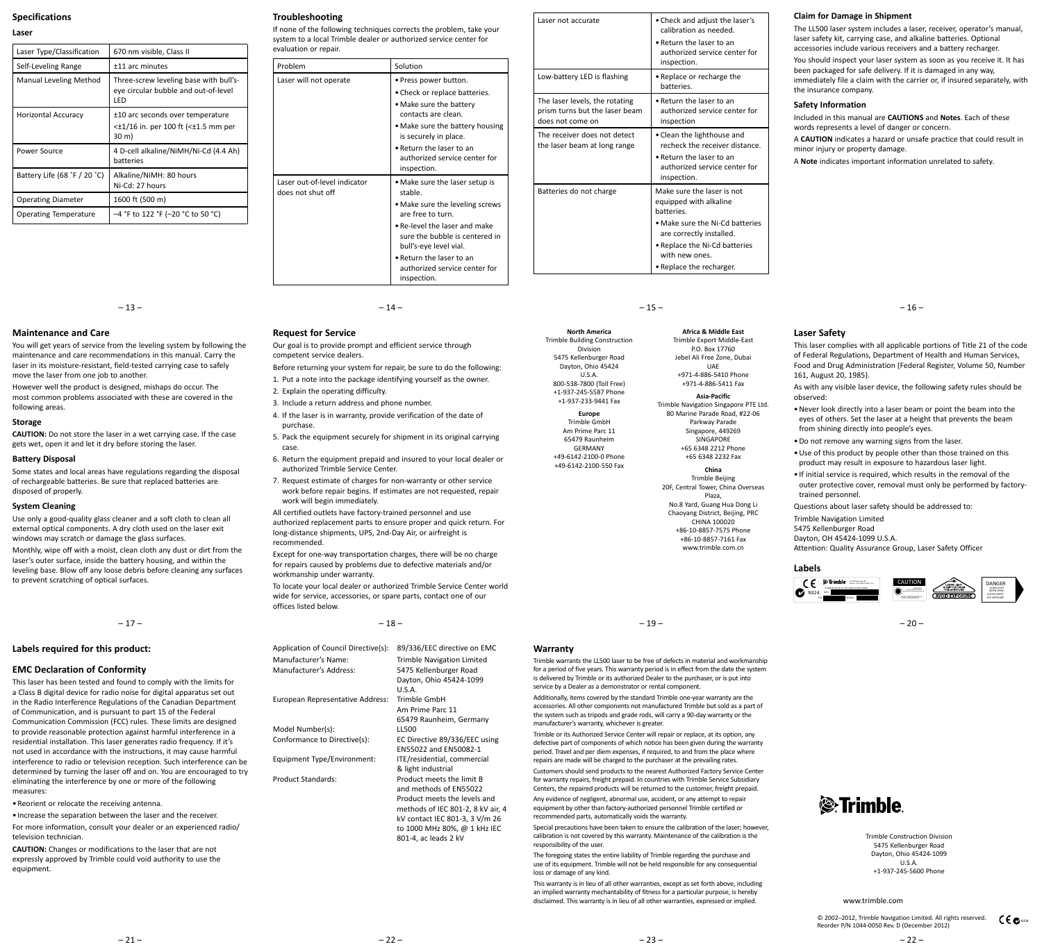## Specifications

### Laser

| | |
|---|---|
| Laser Type/Classification | 670 nm visible, Class II |
| Self-Leveling Range | ±11 arc minutes |
| Manual Leveling Method | Three-screw leveling base with bull's-eye circular bubble and out-of-level LED |
| Horizontal Accuracy | ±10 arc seconds over temperature <±1/16 in. per 100 ft (<±1.5 mm per 30 m) |
| Power Source | 4 D-cell alkaline/NiMH/Ni-Cd (4.4 Ah) batteries |
| Battery Life (68 °F / 20 °C) | Alkaline/NiMH: 80 hours Ni-Cd: 27 hours |
| Operating Diameter | 1600 ft (500 m) |
| Operating Temperature | –4 °F to 122 °F (–20 °C to 50 °C) |

## Troubleshooting

If none of the following techniques corrects the problem, take your system to a local Trimble dealer or authorized service center for evaluation or repair.

| Problem | Solution |
|---|---|
| Laser will not operate | • Press power button. • Check or replace batteries. • Make sure the battery contacts are clean. • Make sure the battery housing is securely in place. • Return the laser to an authorized service center for inspection. |
| Laser out-of-level indicator does not shut off | • Make sure the laser setup is stable. • Make sure the leveling screws are free to turn. • Re-level the laser and make sure the bubble is centered in bull's-eye level vial. • Return the laser to an authorized service center for inspection. |
| Laser not accurate | • Check and adjust the laser's calibration as needed. • Return the laser to an authorized service center for inspection. |
| Low-battery LED is flashing | • Replace or recharge the batteries. |
| The laser levels, the rotating prism turns but the laser beam does not come on | • Return the laser to an authorized service center for inspection |
| The receiver does not detect the laser beam at long range | • Clean the lighthouse and recheck the receiver distance. • Return the laser to an authorized service center for inspection. |
| Batteries do not charge | Make sure the laser is not equipped with alkaline batteries. • Make sure the Ni-Cd batteries are correctly installed. • Replace the Ni-Cd batteries with new ones. • Replace the recharger. |

## Claim for Damage in Shipment

The LL500 laser system includes a laser, receiver, operator's manual, laser safety kit, carrying case, and alkaline batteries. Optional accessories include various receivers and a battery recharger.

You should inspect your laser system as soon as you receive it. It has been packaged for safe delivery. If it is damaged in any way, immediately file a claim with the carrier or, if insured separately, with the insurance company.

## Safety Information

Included in this manual are **CAUTIONS** and **Notes**. Each of these words represents a level of danger or concern.

A **CAUTION** indicates a hazard or unsafe practice that could result in minor injury or property damage.

A **Note** indicates important information unrelated to safety.

## Maintenance and Care

You will get years of service from the leveling system by following the maintenance and care recommendations in this manual. Carry the laser in its moisture-resistant, field-tested carrying case to safely move the laser from one job to another.

However well the product is designed, mishaps do occur. The most common problems associated with these are covered in the following areas.

### Storage

**CAUTION:** Do not store the laser in a wet carrying case. If the case gets wet, open it and let it dry before storing the laser.

### Battery Disposal

Some states and local areas have regulations regarding the disposal of rechargeable batteries. Be sure that replaced batteries are disposed of properly.

### System Cleaning

Use only a good-quality glass cleaner and a soft cloth to clean all external optical components. A dry cloth used on the laser exit windows may scratch or damage the glass surfaces.

Monthly, wipe off with a moist, clean cloth any dust or dirt from the laser's outer surface, inside the battery housing, and within the leveling base. Blow off any loose debris before cleaning any surfaces to prevent scratching of optical surfaces.

## Request for Service

Our goal is to provide prompt and efficient service through competent service dealers.

Before returning your system for repair, be sure to do the following:

1. Put a note into the package identifying yourself as the owner.
2. Explain the operating difficulty.
3. Include a return address and phone number.
4. If the laser is in warranty, provide verification of the date of purchase.
5. Pack the equipment securely for shipment in its original carrying case.
6. Return the equipment prepaid and insured to your local dealer or authorized Trimble Service Center.
7. Request estimate of charges for non-warranty or other service work before repair begins. If estimates are not requested, repair work will begin immediately.

All certified outlets have factory-trained personnel and use authorized replacement parts to ensure proper and quick return. For long-distance shipments, UPS, 2nd-Day Air, or airfreight is recommended.

Except for one-way transportation charges, there will be no charge for repairs caused by problems due to defective materials and/or workmanship under warranty.

To locate your local dealer or authorized Trimble Service Center world wide for service, accessories, or spare parts, contact one of our offices listed below.

**North America**
Trimble Building Construction Division
5475 Kellenburger Road
Dayton, Ohio 45424
U.S.A.
800-538-7800 (Toll Free)
+1-937-245-5587 Phone
+1-937-233-9441 Fax

**Europe**
Trimble GmbH
Am Prime Parc 11
65479 Raunheim
GERMANY
+49-6142-2100-0 Phone
+49-6142-2100-550 Fax

**Africa & Middle East**
Trimble Export Middle-East
P.O. Box 17760
Jebel Ali Free Zone, Dubai
UAE
+971-4-886-5410 Phone
+971-4-886-5411 Fax

**Asia-Pacific**
Trimble Navigation Singapore PTE Ltd.
80 Marine Parade Road, #22-06
Parkway Parade
Singapore, 449269
SINGAPORE
+65 6348 2212 Phone
+65 6348 2232 Fax

**China**
Trimble Beijing
20F, Central Tower, China Overseas Plaza,
No.8 Yard, Guang Hua Dong Li
Chaoyang District, Beijing, PRC
CHINA 100020
+86-10-8857-7575 Phone
+86-10-8857-7161 Fax
www.trimble.com.cn

## Laser Safety

This laser complies with all applicable portions of Title 21 of the code of Federal Regulations, Department of Health and Human Services, Food and Drug Administration (Federal Register, Volume 50, Number 161, August 20, 1985).

As with any visible laser device, the following safety rules should be observed:

- Never look directly into a laser beam or point the beam into the eyes of others. Set the laser at a height that prevents the beam from shining directly into people's eyes.
- Do not remove any warning signs from the laser.
- Use of this product by people other than those trained on this product may result in exposure to hazardous laser light.
- If initial service is required, which results in the removal of the outer protective cover, removal must only be performed by factory-trained personnel.

Questions about laser safety should be addressed to:

Trimble Navigation Limited
5475 Kellenburger Road
Dayton, OH 45424-1099 U.S.A.
Attention: Quality Assurance Group, Laser Safety Officer

## Labels

N324

CAUTION

AVOID EXPOSURE

DANGER

## Labels required for this product:

## EMC Declaration of Conformity

This laser has been tested and found to comply with the limits for a Class B digital device for radio noise for digital apparatus set out in the Radio Interference Regulations of the Canadian Department of Communication, and is pursuant to part 15 of the Federal Communication Commission (FCC) rules. These limits are designed to provide reasonable protection against harmful interference in a residential installation. This laser generates radio frequency. If it's not used in accordance with the instructions, it may cause harmful interference to radio or television reception. Such interference can be determined by turning the laser off and on. You are encouraged to try eliminating the interference by one or more of the following measures:

- Reorient or relocate the receiving antenna.
- Increase the separation between the laser and the receiver.

For more information, consult your dealer or an experienced radio/ television technician.

**CAUTION:** Changes or modifications to the laser that are not expressly approved by Trimble could void authority to use the equipment.

| | |
|---|---|
| Application of Council Directive(s): | 89/336/EEC directive on EMC |
| Manufacturer's Name: | Trimble Navigation Limited |
| Manufacturer's Address: | 5475 Kellenburger Road Dayton, Ohio 45424-1099 U.S.A. |
| European Representative Address: | Trimble GmbH Am Prime Parc 11 65479 Raunheim, Germany |
| Model Number(s): | LL500 |
| Conformance to Directive(s): | EC Directive 89/336/EEC using EN55022 and EN50082-1 |
| Equipment Type/Environment: | ITE/residential, commercial & light industrial |
| Product Standards: | Product meets the limit B and methods of EN55022 Product meets the levels and methods of IEC 801-2, 8 kV air, 4 kV contact IEC 801-3, 3 V/m 26 to 1000 MHz 80%, @ 1 kHz IEC 801-4, ac leads 2 kV |

## Warranty

Trimble warrants the LL500 laser to be free of defects in material and workmanship for a period of five years. This warranty period is in effect from the date the system is delivered by Trimble or its authorized Dealer to the purchaser, or is put into service by a Dealer as a demonstrator or rental component.

Additionally, items covered by the standard Trimble one-year warranty are the accessories. All other components not manufactured Trimble but sold as a part of the system such as tripods and grade rods, will carry a 90-day warranty or the manufacturer's warranty, whichever is greater.

Trimble or its Authorized Service Center will repair or replace, at its option, any defective part of components of which notice has been given during the warranty period. Travel and per diem expenses, if required, to and from the place where repairs are made will be charged to the purchaser at the prevailing rates.

Customers should send products to the nearest Authorized Factory Service Center for warranty repairs, freight prepaid. In countries with Trimble Service Subsidiary Centers, the repaired products will be returned to the customer, freight prepaid.

Any evidence of negligent, abnormal use, accident, or any attempt to repair equipment by other than factory-authorized personnel Trimble certified or recommended parts, automatically voids the warranty.

Special precautions have been taken to ensure the calibration of the laser; however, calibration is not covered by this warranty. Maintenance of the calibration is the responsibility of the user.

The foregoing states the entire liability of Trimble regarding the purchase and use of its equipment. Trimble will not be held responsible for any consequential loss or damage of any kind.

This warranty is in lieu of all other warranties, except as set forth above, including an implied warranty mechantability of fitness for a particular purpose, is hereby disclaimed. This warranty is in lieu of all other warranties, expressed or implied.

Trimble.

Trimble Construction Division
5475 Kellenburger Road
Dayton, Ohio 45424-1099
U.S.A.
+1-937-245-5600 Phone

www.trimble.com

© 2002–2012, Trimble Navigation Limited. All rights reserved.
Reorder P/N 1044-0050 Rev. D (December 2012)